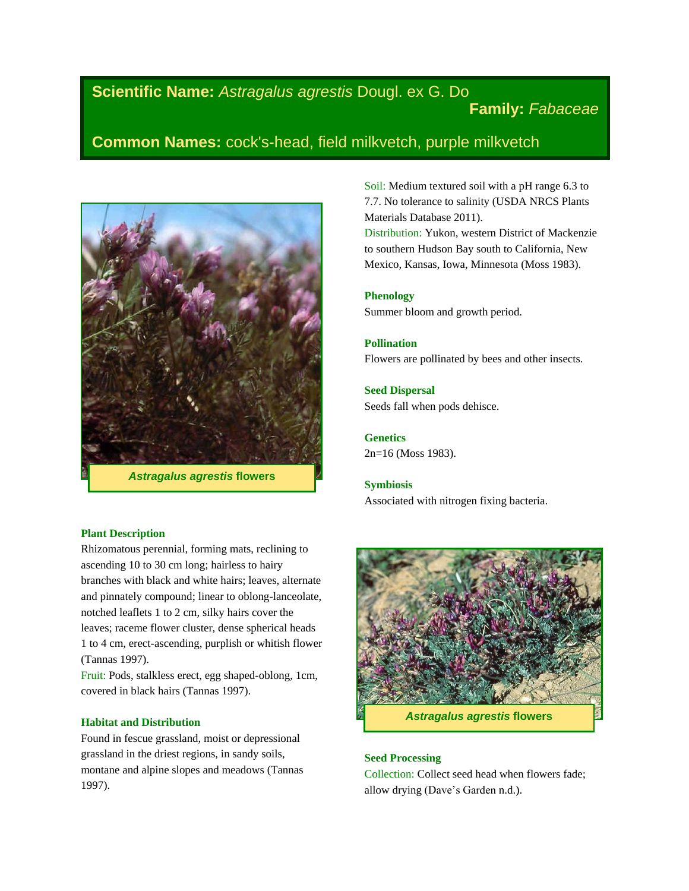**Scientific Name:** *Astragalus agrestis* Dougl. ex G. Do

**Family:** *Fabaceae*

**Common Names:** cock's-head, field milkvetch, purple milkvetch

***Astragalus agrestis* flowers**

### Plant Description

Rhizomatous perennial, forming mats, reclining to ascending 10 to 30 cm long; hairless to hairy branches with black and white hairs; leaves, alternate and pinnately compound; linear to oblong-lanceolate, notched leaflets 1 to 2 cm, silky hairs cover the leaves; raceme flower cluster, dense spherical heads 1 to 4 cm, erect-ascending, purplish or whitish flower (Tannas 1997).

Fruit: Pods, stalkless erect, egg shaped-oblong, 1cm, covered in black hairs (Tannas 1997).

### Habitat and Distribution

Found in fescue grassland, moist or depressional grassland in the driest regions, in sandy soils, montane and alpine slopes and meadows (Tannas 1997).

Soil: Medium textured soil with a pH range 6.3 to 7.7. No tolerance to salinity (USDA NRCS Plants Materials Database 2011).

Distribution: Yukon, western District of Mackenzie to southern Hudson Bay south to California, New Mexico, Kansas, Iowa, Minnesota (Moss 1983).

### Phenology

Summer bloom and growth period.

### Pollination

Flowers are pollinated by bees and other insects.

### Seed Dispersal

Seeds fall when pods dehisce.

### Genetics

2n=16 (Moss 1983).

### Symbiosis

Associated with nitrogen fixing bacteria.

***Astragalus agrestis* flowers**

### Seed Processing

Collection: Collect seed head when flowers fade; allow drying (Dave's Garden n.d.).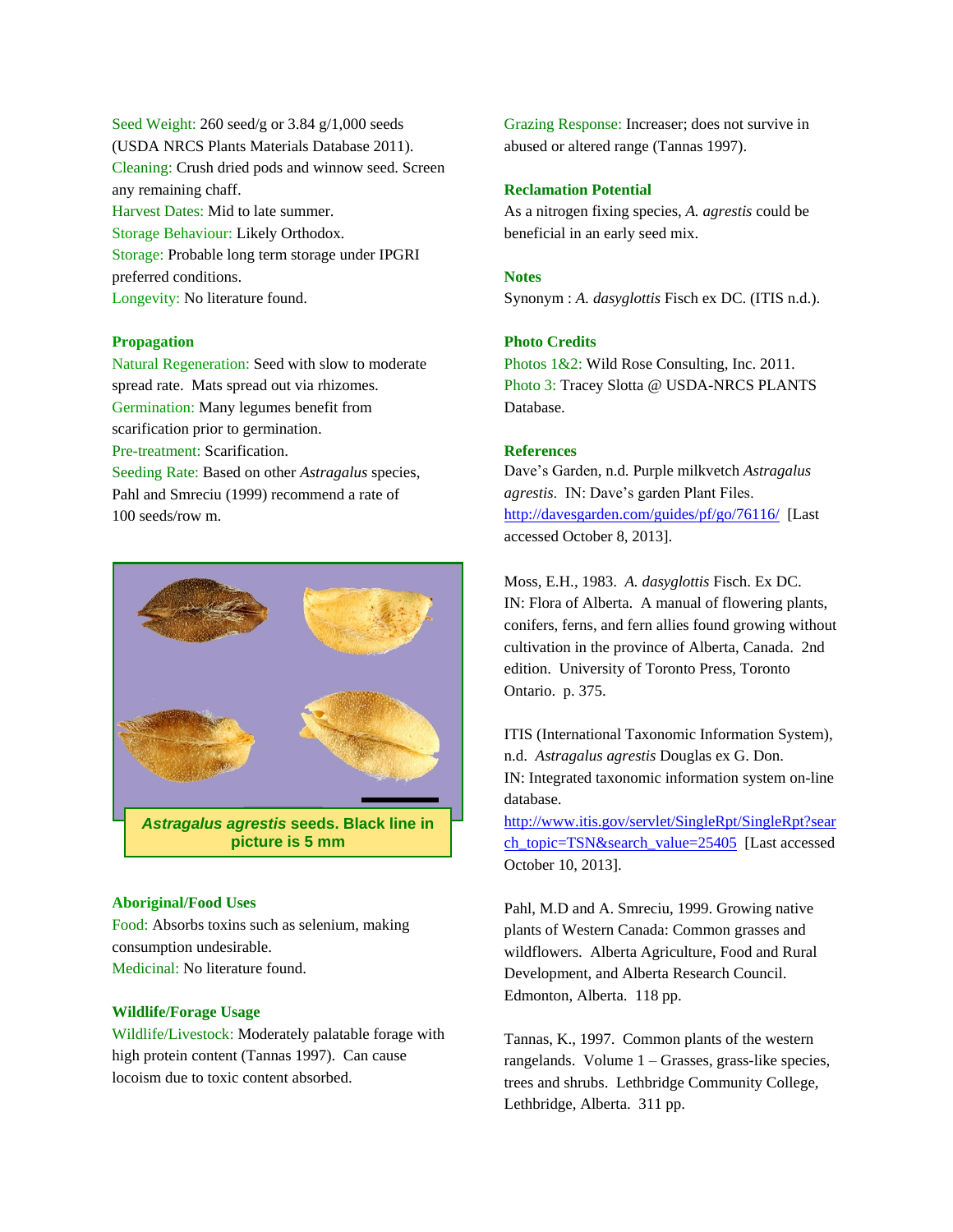Seed Weight: 260 seed/g or 3.84 g/1,000 seeds (USDA NRCS Plants Materials Database 2011).
Cleaning: Crush dried pods and winnow seed. Screen any remaining chaff.
Harvest Dates: Mid to late summer.
Storage Behaviour: Likely Orthodox.
Storage: Probable long term storage under IPGRI preferred conditions.
Longevity: No literature found.

**Propagation**

Natural Regeneration: Seed with slow to moderate spread rate. Mats spread out via rhizomes.
Germination: Many legumes benefit from scarification prior to germination.
Pre-treatment: Scarification.
Seeding Rate: Based on other *Astragalus* species, Pahl and Smreciu (1999) recommend a rate of 100 seeds/row m.

***Astragalus agrestis*** **seeds. Black line in picture is 5 mm**

**Aboriginal/Food Uses**

Food: Absorbs toxins such as selenium, making consumption undesirable.
Medicinal: No literature found.

**Wildlife/Forage Usage**

Wildlife/Livestock: Moderately palatable forage with high protein content (Tannas 1997). Can cause locoism due to toxic content absorbed.
Grazing Response: Increaser; does not survive in abused or altered range (Tannas 1997).

**Reclamation Potential**

As a nitrogen fixing species, *A. agrestis* could be beneficial in an early seed mix.

**Notes**

Synonym : *A. dasyglottis* Fisch ex DC. (ITIS n.d.).

**Photo Credits**

Photos 1&2: Wild Rose Consulting, Inc. 2011.
Photo 3: Tracey Slotta @ USDA-NRCS PLANTS Database.

**References**

Dave's Garden, n.d. Purple milkvetch *Astragalus agrestis*. IN: Dave's garden Plant Files. http://davesgarden.com/guides/pf/go/76116/ [Last accessed October 8, 2013].

Moss, E.H., 1983. *A. dasyglottis* Fisch. Ex DC. IN: Flora of Alberta. A manual of flowering plants, conifers, ferns, and fern allies found growing without cultivation in the province of Alberta, Canada. 2nd edition. University of Toronto Press, Toronto Ontario. p. 375.

ITIS (International Taxonomic Information System), n.d. *Astragalus agrestis* Douglas ex G. Don. IN: Integrated taxonomic information system on-line database. http://www.itis.gov/servlet/SingleRpt/SingleRpt?search_topic=TSN&search_value=25405 [Last accessed October 10, 2013].

Pahl, M.D and A. Smreciu, 1999. Growing native plants of Western Canada: Common grasses and wildflowers. Alberta Agriculture, Food and Rural Development, and Alberta Research Council. Edmonton, Alberta. 118 pp.

Tannas, K., 1997. Common plants of the western rangelands. Volume 1 – Grasses, grass-like species, trees and shrubs. Lethbridge Community College, Lethbridge, Alberta. 311 pp.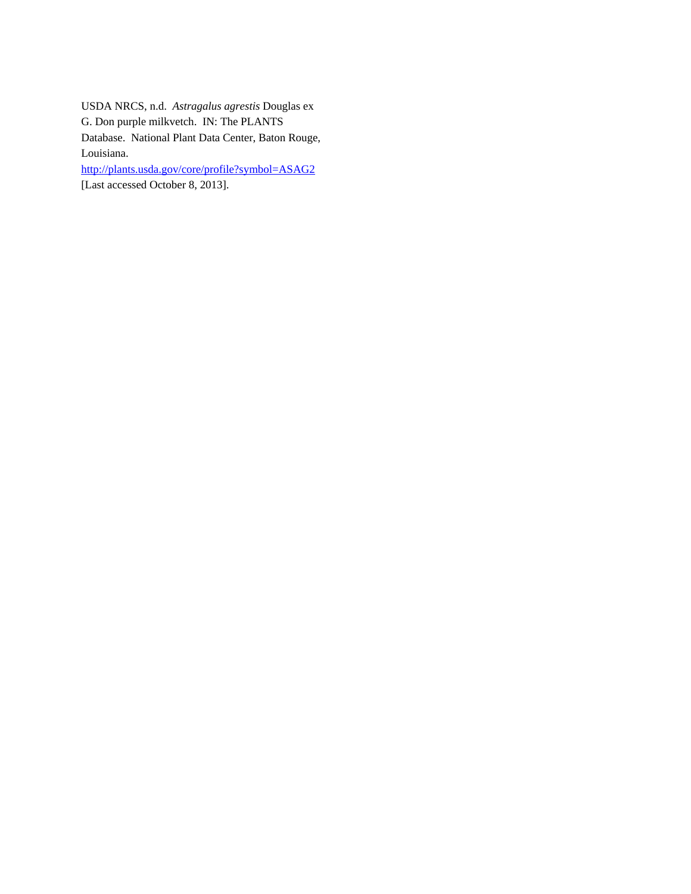USDA NRCS, n.d. *Astragalus agrestis* Douglas ex G. Don purple milkvetch. IN: The PLANTS Database. National Plant Data Center, Baton Rouge, Louisiana. http://plants.usda.gov/core/profile?symbol=ASAG2 [Last accessed October 8, 2013].